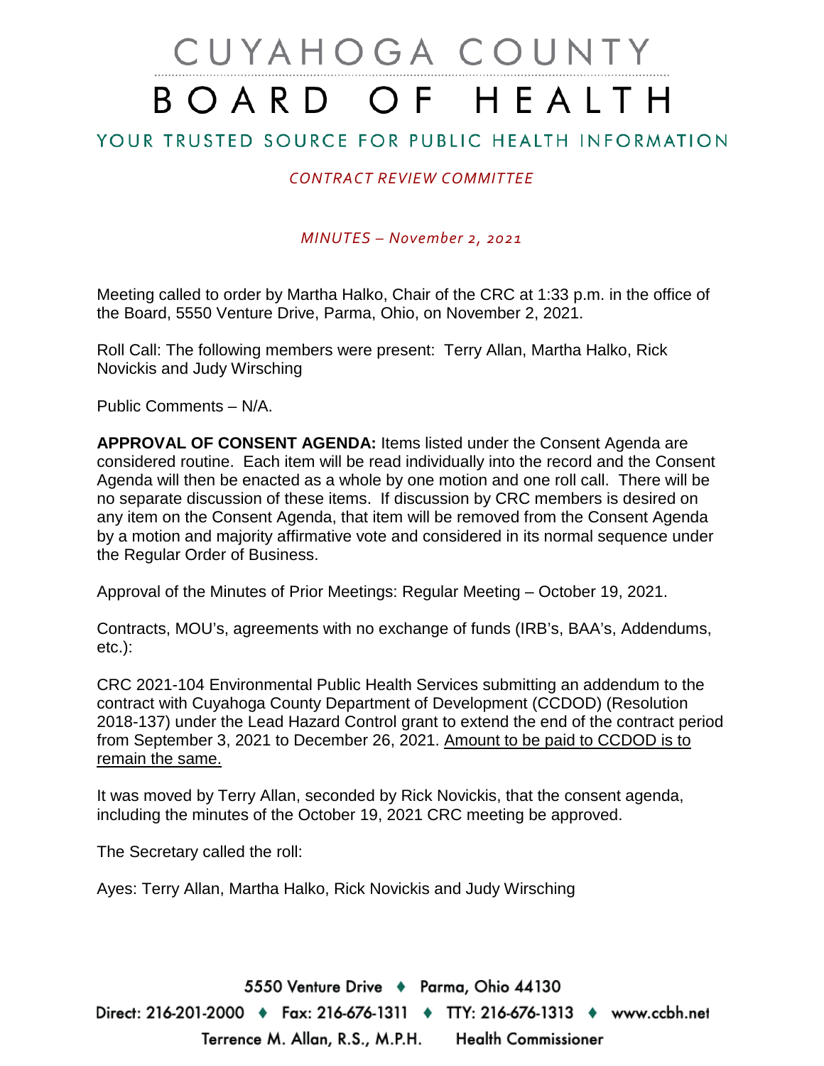# CUYAHOGA COUNTY BOARD OF HEALTH

## YOUR TRUSTED SOURCE FOR PUBLIC HEALTH INFORMATION

*CONTRACT REVIEW COMMITTEE*

*MINUTES – November 2, 2021*

Meeting called to order by Martha Halko, Chair of the CRC at 1:33 p.m. in the office of the Board, 5550 Venture Drive, Parma, Ohio, on November 2, 2021.

Roll Call: The following members were present: Terry Allan, Martha Halko, Rick Novickis and Judy Wirsching

Public Comments – N/A.

**APPROVAL OF CONSENT AGENDA:** Items listed under the Consent Agenda are considered routine. Each item will be read individually into the record and the Consent Agenda will then be enacted as a whole by one motion and one roll call. There will be no separate discussion of these items. If discussion by CRC members is desired on any item on the Consent Agenda, that item will be removed from the Consent Agenda by a motion and majority affirmative vote and considered in its normal sequence under the Regular Order of Business.

Approval of the Minutes of Prior Meetings: Regular Meeting – October 19, 2021.

Contracts, MOU's, agreements with no exchange of funds (IRB's, BAA's, Addendums, etc.):

CRC 2021-104 Environmental Public Health Services submitting an addendum to the contract with Cuyahoga County Department of Development (CCDOD) (Resolution 2018-137) under the Lead Hazard Control grant to extend the end of the contract period from September 3, 2021 to December 26, 2021. <u>Amount to be paid to CCDOD is to remain the same.</u>

It was moved by Terry Allan, seconded by Rick Novickis, that the consent agenda, including the minutes of the October 19, 2021 CRC meeting be approved.

The Secretary called the roll:

Ayes: Terry Allan, Martha Halko, Rick Novickis and Judy Wirsching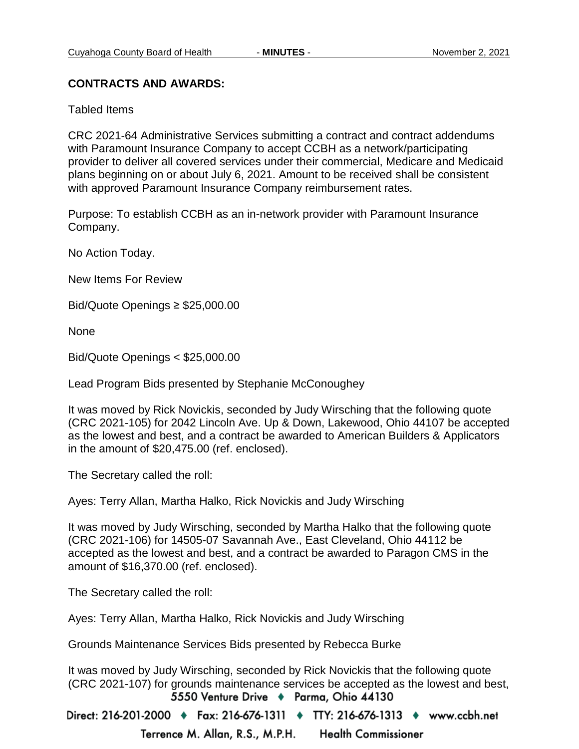**CONTRACTS AND AWARDS:**

Tabled Items

CRC 2021-64 Administrative Services submitting a contract and contract addendums with Paramount Insurance Company to accept CCBH as a network/participating provider to deliver all covered services under their commercial, Medicare and Medicaid plans beginning on or about July 6, 2021. Amount to be received shall be consistent with approved Paramount Insurance Company reimbursement rates.

Purpose: To establish CCBH as an in-network provider with Paramount Insurance Company.

No Action Today.

New Items For Review

Bid/Quote Openings ≥ $25,000.00

None

Bid/Quote Openings < $25,000.00

Lead Program Bids presented by Stephanie McConoughey

It was moved by Rick Novickis, seconded by Judy Wirsching that the following quote (CRC 2021-105) for 2042 Lincoln Ave. Up & Down, Lakewood, Ohio 44107 be accepted as the lowest and best, and a contract be awarded to American Builders & Applicators in the amount of $20,475.00 (ref. enclosed).

The Secretary called the roll:

Ayes: Terry Allan, Martha Halko, Rick Novickis and Judy Wirsching

It was moved by Judy Wirsching, seconded by Martha Halko that the following quote (CRC 2021-106) for 14505-07 Savannah Ave., East Cleveland, Ohio 44112 be accepted as the lowest and best, and a contract be awarded to Paragon CMS in the amount of $16,370.00 (ref. enclosed).

The Secretary called the roll:

Ayes: Terry Allan, Martha Halko, Rick Novickis and Judy Wirsching

Grounds Maintenance Services Bids presented by Rebecca Burke

It was moved by Judy Wirsching, seconded by Rick Novickis that the following quote (CRC 2021-107) for grounds maintenance services be accepted as the lowest and best,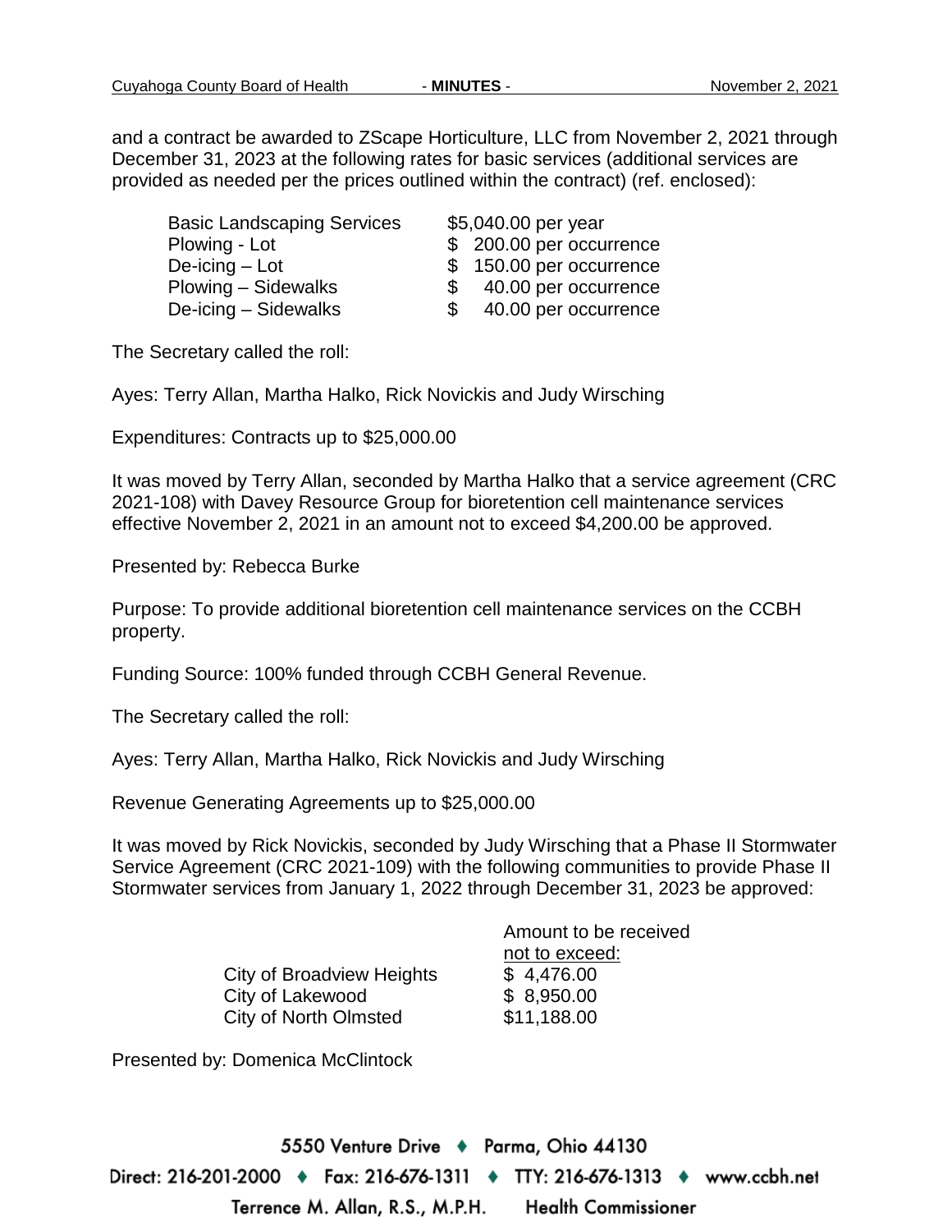and a contract be awarded to ZScape Horticulture, LLC from November 2, 2021 through December 31, 2023 at the following rates for basic services (additional services are provided as needed per the prices outlined within the contract) (ref. enclosed):

| | |
|---|---|
| Basic Landscaping Services | $5,040.00 per year |
| Plowing - Lot | $ 200.00 per occurrence |
| De-icing – Lot | $ 150.00 per occurrence |
| Plowing – Sidewalks | $ 40.00 per occurrence |
| De-icing – Sidewalks | $ 40.00 per occurrence |

The Secretary called the roll:

Ayes: Terry Allan, Martha Halko, Rick Novickis and Judy Wirsching

Expenditures: Contracts up to $25,000.00

It was moved by Terry Allan, seconded by Martha Halko that a service agreement (CRC 2021-108) with Davey Resource Group for bioretention cell maintenance services effective November 2, 2021 in an amount not to exceed $4,200.00 be approved.

Presented by: Rebecca Burke

Purpose: To provide additional bioretention cell maintenance services on the CCBH property.

Funding Source: 100% funded through CCBH General Revenue.

The Secretary called the roll:

Ayes: Terry Allan, Martha Halko, Rick Novickis and Judy Wirsching

Revenue Generating Agreements up to $25,000.00

It was moved by Rick Novickis, seconded by Judy Wirsching that a Phase II Stormwater Service Agreement (CRC 2021-109) with the following communities to provide Phase II Stormwater services from January 1, 2022 through December 31, 2023 be approved:

| | Amount to be received not to exceed: |
|---|---|
| City of Broadview Heights | $ 4,476.00 |
| City of Lakewood | $ 8,950.00 |
| City of North Olmsted | $11,188.00 |

Presented by: Domenica McClintock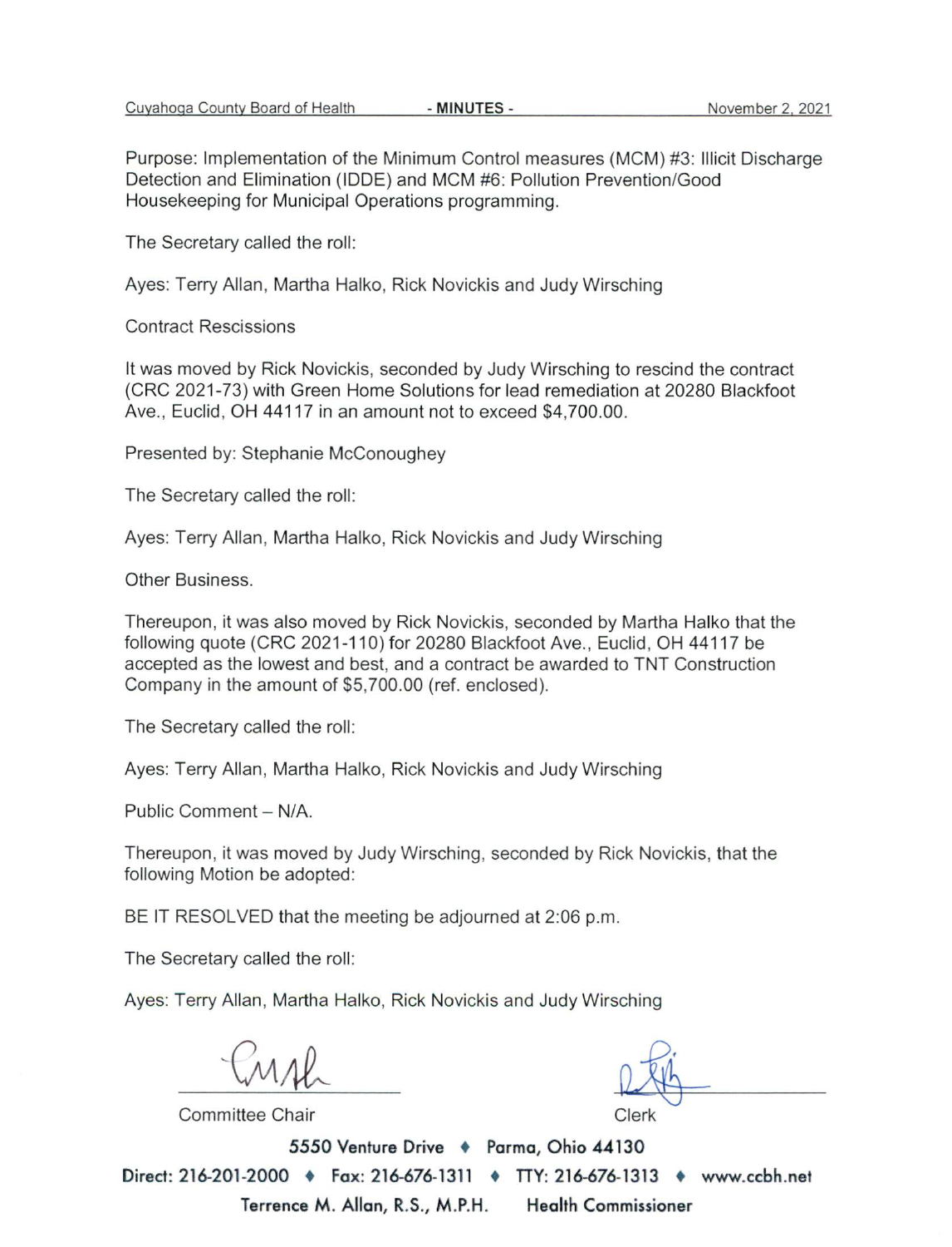Purpose: Implementation of the Minimum Control measures (MCM) #3: Illicit Discharge Detection and Elimination (IDDE) and MCM #6: Pollution Prevention/Good Housekeeping for Municipal Operations programming.

The Secretary called the roll:

Ayes: Terry Allan, Martha Halko, Rick Novickis and Judy Wirsching

Contract Rescissions

It was moved by Rick Novickis, seconded by Judy Wirsching to rescind the contract (CRC 2021-73) with Green Home Solutions for lead remediation at 20280 Blackfoot Ave., Euclid, OH 44117 in an amount not to exceed $4,700.00.

Presented by: Stephanie McConoughey

The Secretary called the roll:

Ayes: Terry Allan, Martha Halko, Rick Novickis and Judy Wirsching

Other Business.

Thereupon, it was also moved by Rick Novickis, seconded by Martha Halko that the following quote (CRC 2021-110) for 20280 Blackfoot Ave., Euclid, OH 44117 be accepted as the lowest and best, and a contract be awarded to TNT Construction Company in the amount of $5,700.00 (ref. enclosed).

The Secretary called the roll:

Ayes: Terry Allan, Martha Halko, Rick Novickis and Judy Wirsching

Public Comment – N/A.

Thereupon, it was moved by Judy Wirsching, seconded by Rick Novickis, that the following Motion be adopted:

BE IT RESOLVED that the meeting be adjourned at 2:06 p.m.

The Secretary called the roll:

Ayes: Terry Allan, Martha Halko, Rick Novickis and Judy Wirsching

Committee Chair

Clerk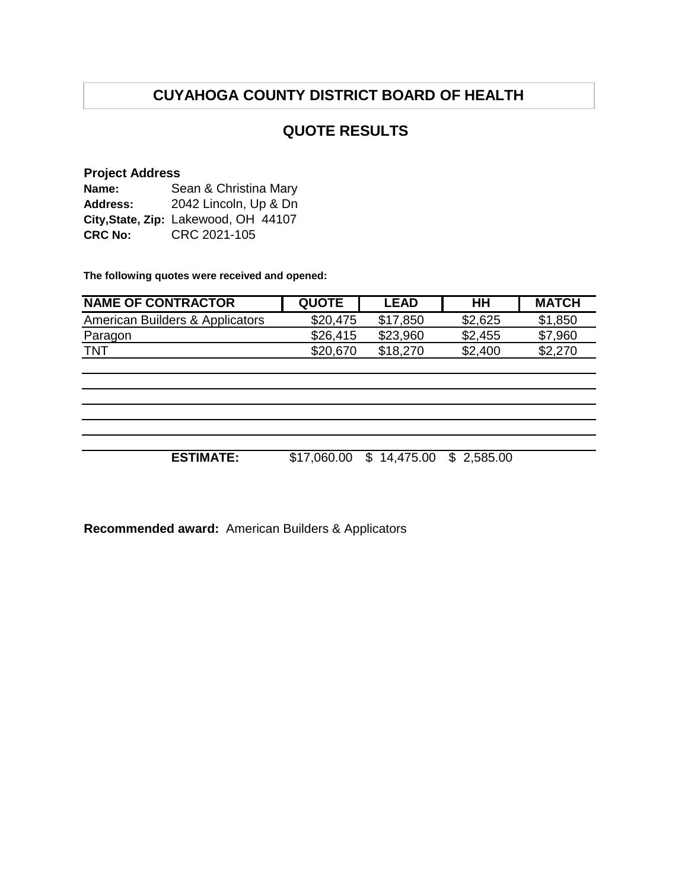# CUYAHOGA COUNTY DISTRICT BOARD OF HEALTH

## QUOTE RESULTS

**Project Address**

**Name:** Sean & Christina Mary
**Address:** 2042 Lincoln, Up & Dn
**City,State, Zip:** Lakewood, OH 44107
**CRC No:** CRC 2021-105

**The following quotes were received and opened:**

| NAME OF CONTRACTOR | QUOTE | LEAD | HH | MATCH |
|---|---|---|---|---|
| American Builders & Applicators | $20,475 | $17,850 | $2,625 | $1,850 |
| Paragon | $26,415 | $23,960 | $2,455 | $7,960 |
| TNT | $20,670 | $18,270 | $2,400 | $2,270 |
| | | | | |
| | | | | |
| | | | | |
| | | | | |
| | | | | |
| **ESTIMATE:** | $17,060.00 | $ 14,475.00 | $ 2,585.00 | |

**Recommended award:** American Builders & Applicators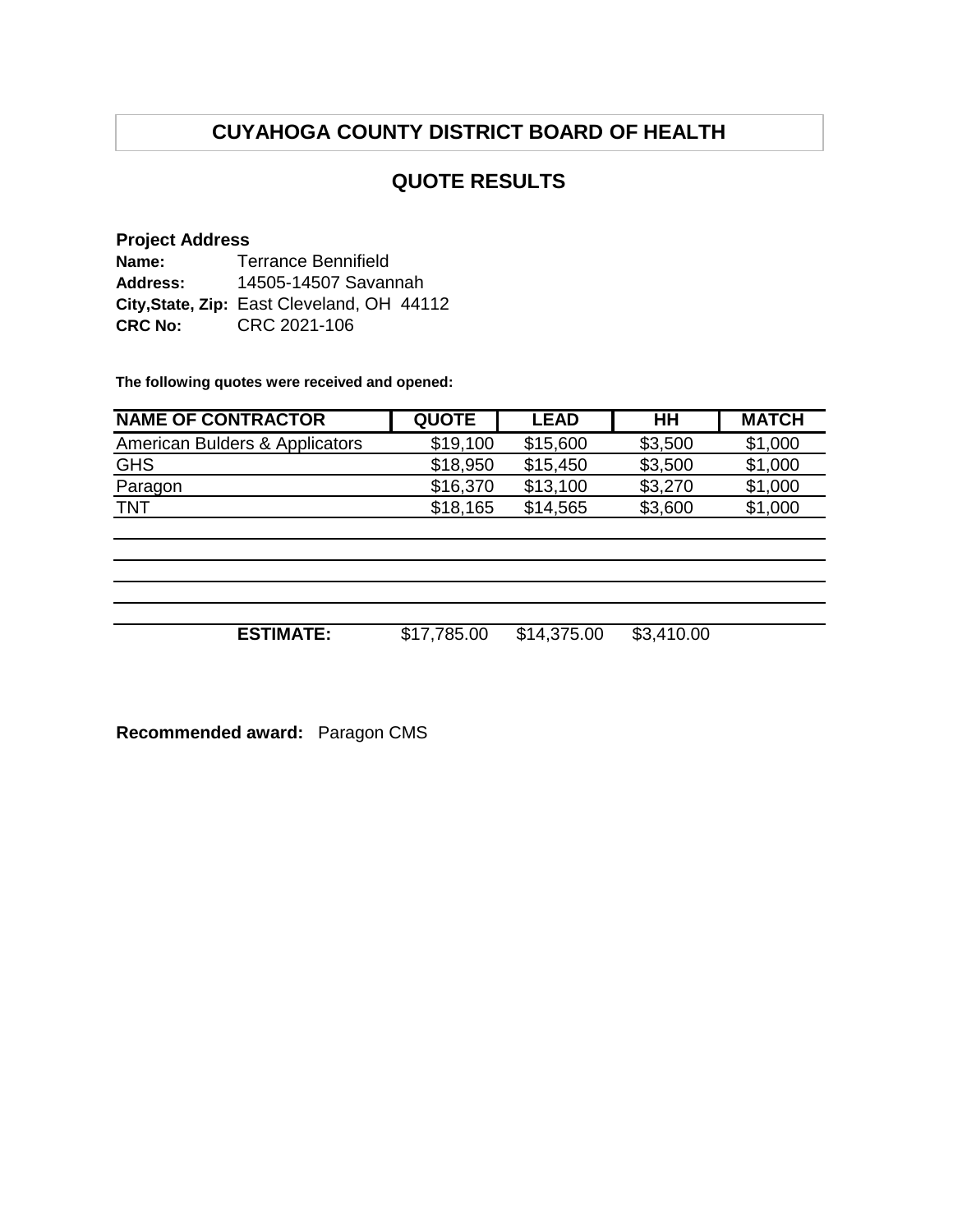# CUYAHOGA COUNTY DISTRICT BOARD OF HEALTH

## QUOTE RESULTS

**Project Address**
**Name:** Terrance Bennifield
**Address:** 14505-14507 Savannah
**City,State, Zip:** East Cleveland, OH 44112
**CRC No:** CRC 2021-106

**The following quotes were received and opened:**

| NAME OF CONTRACTOR | QUOTE | LEAD | HH | MATCH |
|---|---|---|---|---|
| American Bulders & Applicators | $19,100 | $15,600 | $3,500 | $1,000 |
| GHS | $18,950 | $15,450 | $3,500 | $1,000 |
| Paragon | $16,370 | $13,100 | $3,270 | $1,000 |
| TNT | $18,165 | $14,565 | $3,600 | $1,000 |
| | | | | |
| | | | | |
| | | | | |
| | | | | |
| **ESTIMATE:** | $17,785.00 | $14,375.00 | $3,410.00 | |

**Recommended award:** Paragon CMS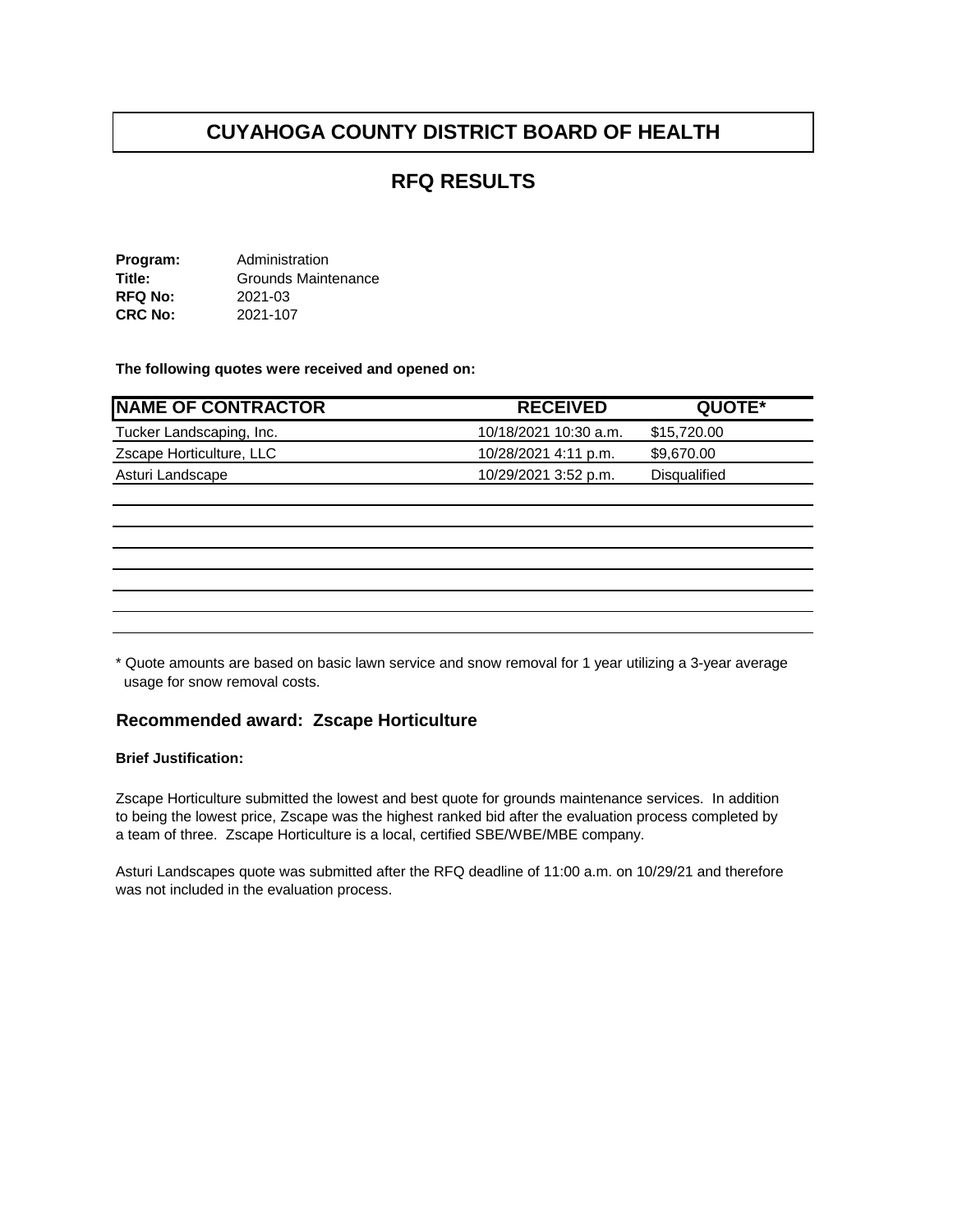# CUYAHOGA COUNTY DISTRICT BOARD OF HEALTH

## RFQ RESULTS

**Program:** Administration
**Title:** Grounds Maintenance
**RFQ No:** 2021-03
**CRC No:** 2021-107

**The following quotes were received and opened on:**

| NAME OF CONTRACTOR | RECEIVED | QUOTE* |
|---|---|---|
| Tucker Landscaping, Inc. | 10/18/2021 10:30 a.m. | $15,720.00 |
| Zscape Horticulture, LLC | 10/28/2021 4:11 p.m. | $9,670.00 |
| Asturi Landscape | 10/29/2021 3:52 p.m. | Disqualified |

\* Quote amounts are based on basic lawn service and snow removal for 1 year utilizing a 3-year average usage for snow removal costs.

### Recommended award: Zscape Horticulture

**Brief Justification:**

Zscape Horticulture submitted the lowest and best quote for grounds maintenance services. In addition to being the lowest price, Zscape was the highest ranked bid after the evaluation process completed by a team of three. Zscape Horticulture is a local, certified SBE/WBE/MBE company.

Asturi Landscapes quote was submitted after the RFQ deadline of 11:00 a.m. on 10/29/21 and therefore was not included in the evaluation process.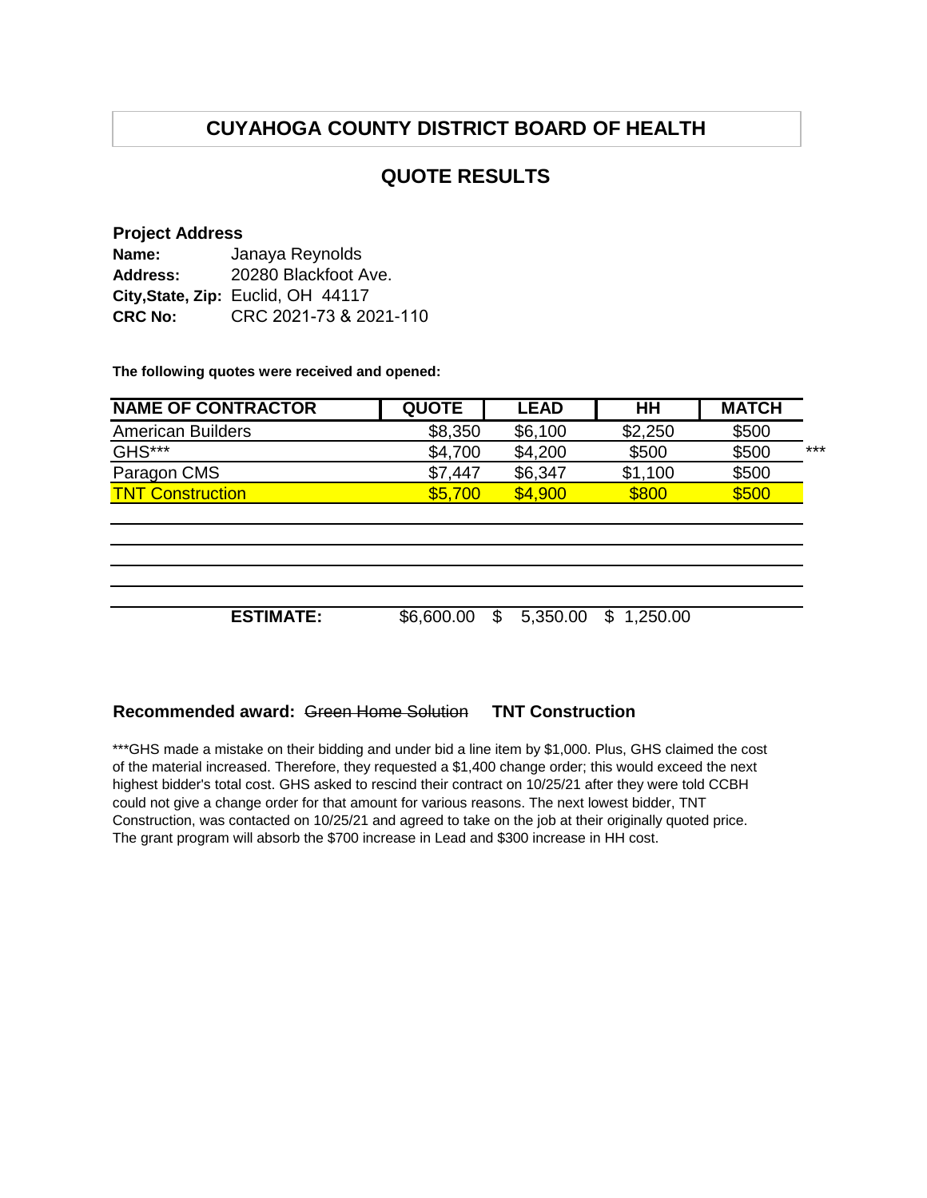# CUYAHOGA COUNTY DISTRICT BOARD OF HEALTH

## QUOTE RESULTS

**Project Address**

**Name:** Janaya Reynolds
**Address:** 20280 Blackfoot Ave.
**City,State, Zip:** Euclid, OH 44117
**CRC No:** CRC 2021-73 & 2021-110

**The following quotes were received and opened:**

| NAME OF CONTRACTOR | QUOTE | LEAD | HH | MATCH | |
|---|---|---|---|---|---|
| American Builders | $8,350 | $6,100 | $2,250 | $500 | |
| GHS*** | $4,700 | $4,200 | $500 | $500 | *** |
| Paragon CMS | $7,447 | $6,347 | $1,100 | $500 | |
| TNT Construction | $5,700 | $4,900 | $800 | $500 | |
| | | | | | |
| | | | | | |
| | | | | | |
| | | | | | |
| **ESTIMATE:** | $6,600.00 | $ 5,350.00 | $ 1,250.00 | | |

**Recommended award:** ~~Green Home Solution~~ **TNT Construction**

***GHS made a mistake on their bidding and under bid a line item by $1,000. Plus, GHS claimed the cost of the material increased. Therefore, they requested a $1,400 change order; this would exceed the next highest bidder's total cost. GHS asked to rescind their contract on 10/25/21 after they were told CCBH could not give a change order for that amount for various reasons. The next lowest bidder, TNT Construction, was contacted on 10/25/21 and agreed to take on the job at their originally quoted price. The grant program will absorb the $700 increase in Lead and $300 increase in HH cost.